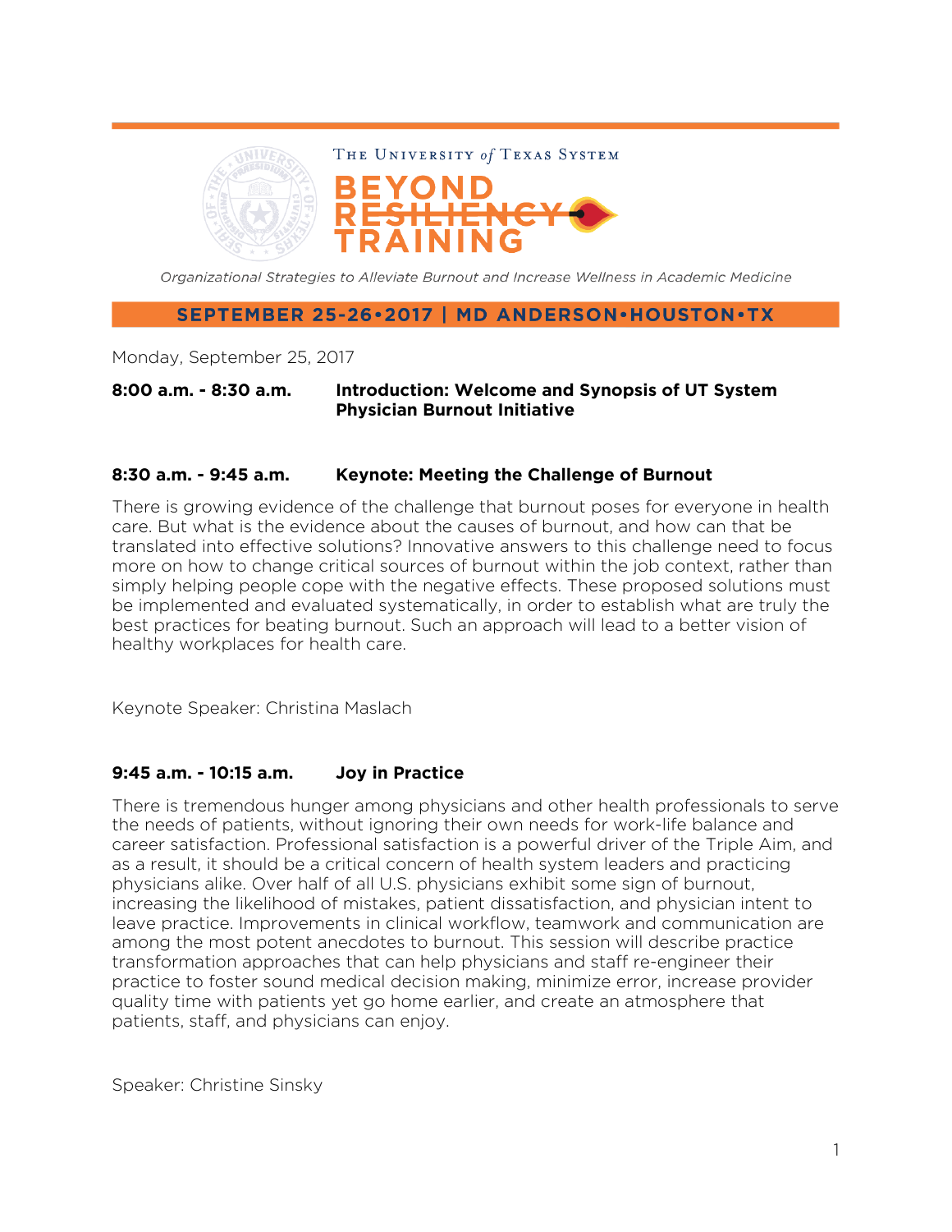The University *of* Texas System

# BEYOND ~~RESILIENCY~~ TRAINING

*Organizational Strategies to Alleviate Burnout and Increase Wellness in Academic Medicine*

**SEPTEMBER 25-26•2017 | MD ANDERSON•HOUSTON•TX**

Monday, September 25, 2017

**8:00 a.m. - 8:30 a.m. Introduction: Welcome and Synopsis of UT System Physician Burnout Initiative**

**8:30 a.m. - 9:45 a.m. Keynote: Meeting the Challenge of Burnout**

There is growing evidence of the challenge that burnout poses for everyone in health care. But what is the evidence about the causes of burnout, and how can that be translated into effective solutions? Innovative answers to this challenge need to focus more on how to change critical sources of burnout within the job context, rather than simply helping people cope with the negative effects. These proposed solutions must be implemented and evaluated systematically, in order to establish what are truly the best practices for beating burnout. Such an approach will lead to a better vision of healthy workplaces for health care.

Keynote Speaker: Christina Maslach

**9:45 a.m. - 10:15 a.m. Joy in Practice**

There is tremendous hunger among physicians and other health professionals to serve the needs of patients, without ignoring their own needs for work-life balance and career satisfaction. Professional satisfaction is a powerful driver of the Triple Aim, and as a result, it should be a critical concern of health system leaders and practicing physicians alike. Over half of all U.S. physicians exhibit some sign of burnout, increasing the likelihood of mistakes, patient dissatisfaction, and physician intent to leave practice. Improvements in clinical workflow, teamwork and communication are among the most potent anecdotes to burnout. This session will describe practice transformation approaches that can help physicians and staff re-engineer their practice to foster sound medical decision making, minimize error, increase provider quality time with patients yet go home earlier, and create an atmosphere that patients, staff, and physicians can enjoy.

Speaker: Christine Sinsky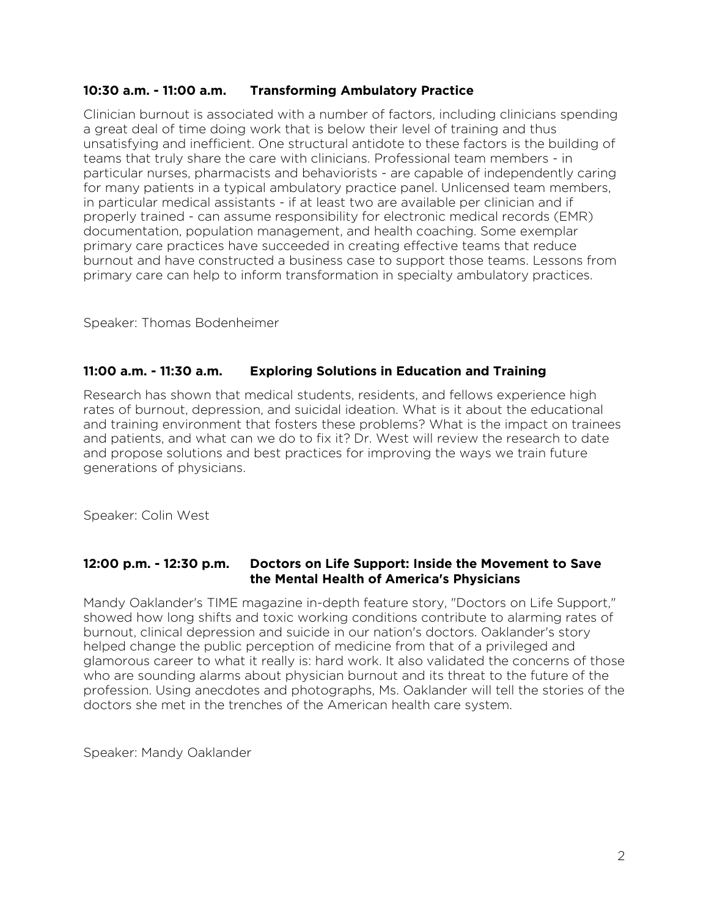**10:30 a.m. - 11:00 a.m. Transforming Ambulatory Practice**

Clinician burnout is associated with a number of factors, including clinicians spending a great deal of time doing work that is below their level of training and thus unsatisfying and inefficient. One structural antidote to these factors is the building of teams that truly share the care with clinicians. Professional team members - in particular nurses, pharmacists and behaviorists - are capable of independently caring for many patients in a typical ambulatory practice panel. Unlicensed team members, in particular medical assistants - if at least two are available per clinician and if properly trained - can assume responsibility for electronic medical records (EMR) documentation, population management, and health coaching. Some exemplar primary care practices have succeeded in creating effective teams that reduce burnout and have constructed a business case to support those teams. Lessons from primary care can help to inform transformation in specialty ambulatory practices.

Speaker: Thomas Bodenheimer

**11:00 a.m. - 11:30 a.m. Exploring Solutions in Education and Training**

Research has shown that medical students, residents, and fellows experience high rates of burnout, depression, and suicidal ideation. What is it about the educational and training environment that fosters these problems? What is the impact on trainees and patients, and what can we do to fix it? Dr. West will review the research to date and propose solutions and best practices for improving the ways we train future generations of physicians.

Speaker: Colin West

**12:00 p.m. - 12:30 p.m. Doctors on Life Support: Inside the Movement to Save the Mental Health of America's Physicians**

Mandy Oaklander's TIME magazine in-depth feature story, "Doctors on Life Support," showed how long shifts and toxic working conditions contribute to alarming rates of burnout, clinical depression and suicide in our nation's doctors. Oaklander's story helped change the public perception of medicine from that of a privileged and glamorous career to what it really is: hard work. It also validated the concerns of those who are sounding alarms about physician burnout and its threat to the future of the profession. Using anecdotes and photographs, Ms. Oaklander will tell the stories of the doctors she met in the trenches of the American health care system.

Speaker: Mandy Oaklander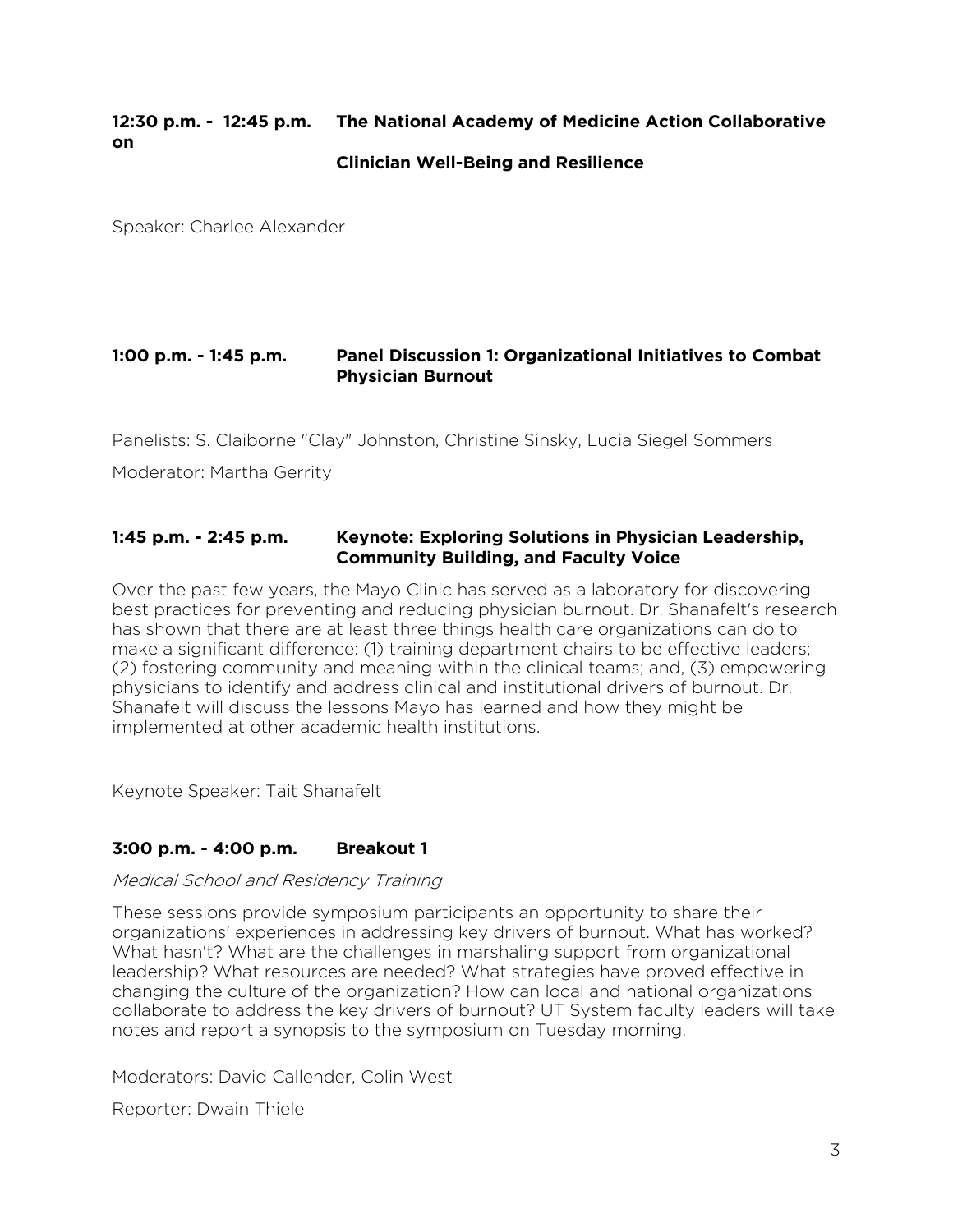**12:30 p.m. - 12:45 p.m. The National Academy of Medicine Action Collaborative on Clinician Well-Being and Resilience**

Speaker: Charlee Alexander

**1:00 p.m. - 1:45 p.m. Panel Discussion 1: Organizational Initiatives to Combat Physician Burnout**

Panelists: S. Claiborne "Clay" Johnston, Christine Sinsky, Lucia Siegel Sommers

Moderator: Martha Gerrity

**1:45 p.m. - 2:45 p.m. Keynote: Exploring Solutions in Physician Leadership, Community Building, and Faculty Voice**

Over the past few years, the Mayo Clinic has served as a laboratory for discovering best practices for preventing and reducing physician burnout. Dr. Shanafelt's research has shown that there are at least three things health care organizations can do to make a significant difference: (1) training department chairs to be effective leaders; (2) fostering community and meaning within the clinical teams; and, (3) empowering physicians to identify and address clinical and institutional drivers of burnout. Dr. Shanafelt will discuss the lessons Mayo has learned and how they might be implemented at other academic health institutions.

Keynote Speaker: Tait Shanafelt

**3:00 p.m. - 4:00 p.m. Breakout 1**

*Medical School and Residency Training*

These sessions provide symposium participants an opportunity to share their organizations' experiences in addressing key drivers of burnout. What has worked? What hasn't? What are the challenges in marshaling support from organizational leadership? What resources are needed? What strategies have proved effective in changing the culture of the organization? How can local and national organizations collaborate to address the key drivers of burnout? UT System faculty leaders will take notes and report a synopsis to the symposium on Tuesday morning.

Moderators: David Callender, Colin West

Reporter: Dwain Thiele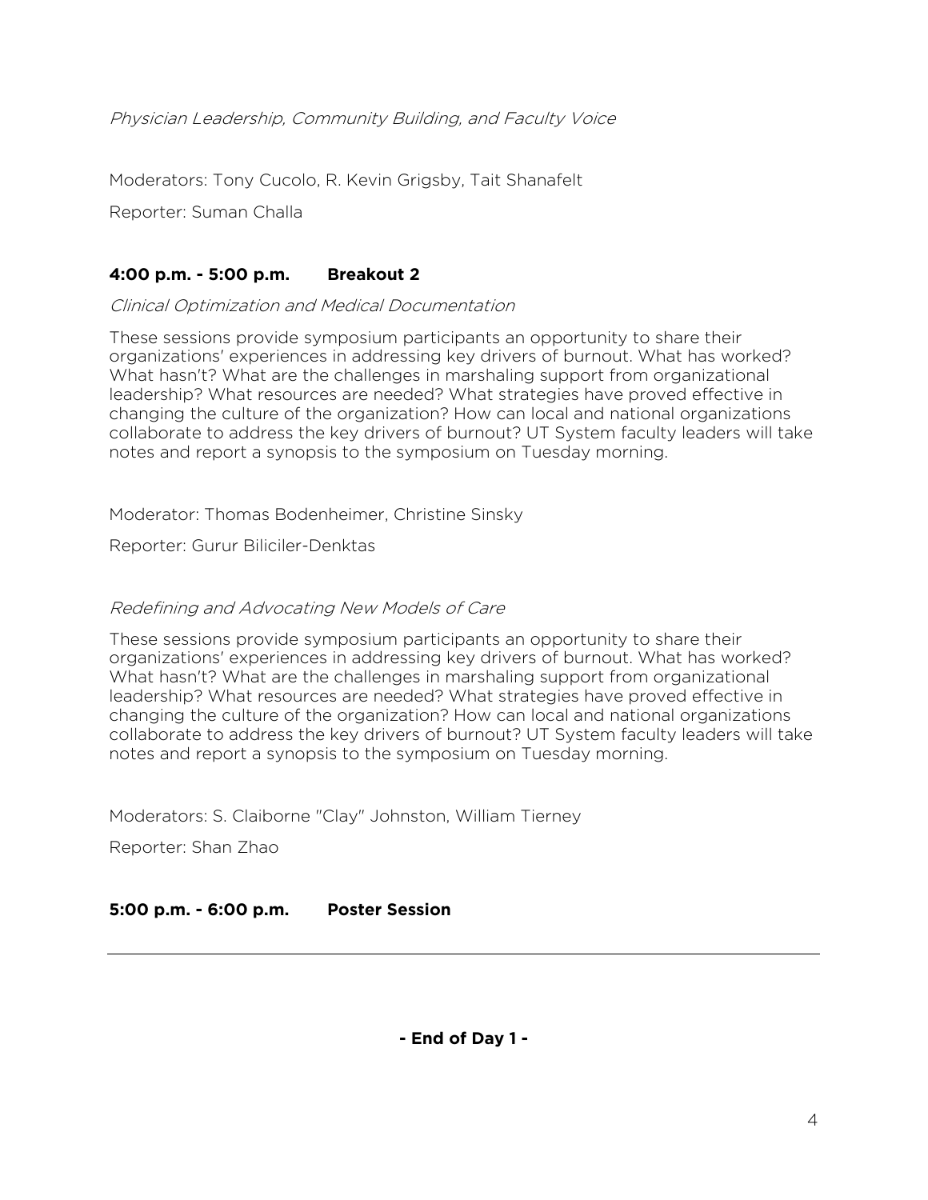*Physician Leadership, Community Building, and Faculty Voice*

Moderators: Tony Cucolo, R. Kevin Grigsby, Tait Shanafelt

Reporter: Suman Challa

**4:00 p.m. - 5:00 p.m. Breakout 2**

*Clinical Optimization and Medical Documentation*

These sessions provide symposium participants an opportunity to share their organizations' experiences in addressing key drivers of burnout. What has worked? What hasn't? What are the challenges in marshaling support from organizational leadership? What resources are needed? What strategies have proved effective in changing the culture of the organization? How can local and national organizations collaborate to address the key drivers of burnout? UT System faculty leaders will take notes and report a synopsis to the symposium on Tuesday morning.

Moderator: Thomas Bodenheimer, Christine Sinsky

Reporter: Gurur Biliciler-Denktas

*Redefining and Advocating New Models of Care*

These sessions provide symposium participants an opportunity to share their organizations' experiences in addressing key drivers of burnout. What has worked? What hasn't? What are the challenges in marshaling support from organizational leadership? What resources are needed? What strategies have proved effective in changing the culture of the organization? How can local and national organizations collaborate to address the key drivers of burnout? UT System faculty leaders will take notes and report a synopsis to the symposium on Tuesday morning.

Moderators: S. Claiborne "Clay" Johnston, William Tierney

Reporter: Shan Zhao

**5:00 p.m. - 6:00 p.m. Poster Session**

---

**- End of Day 1 -**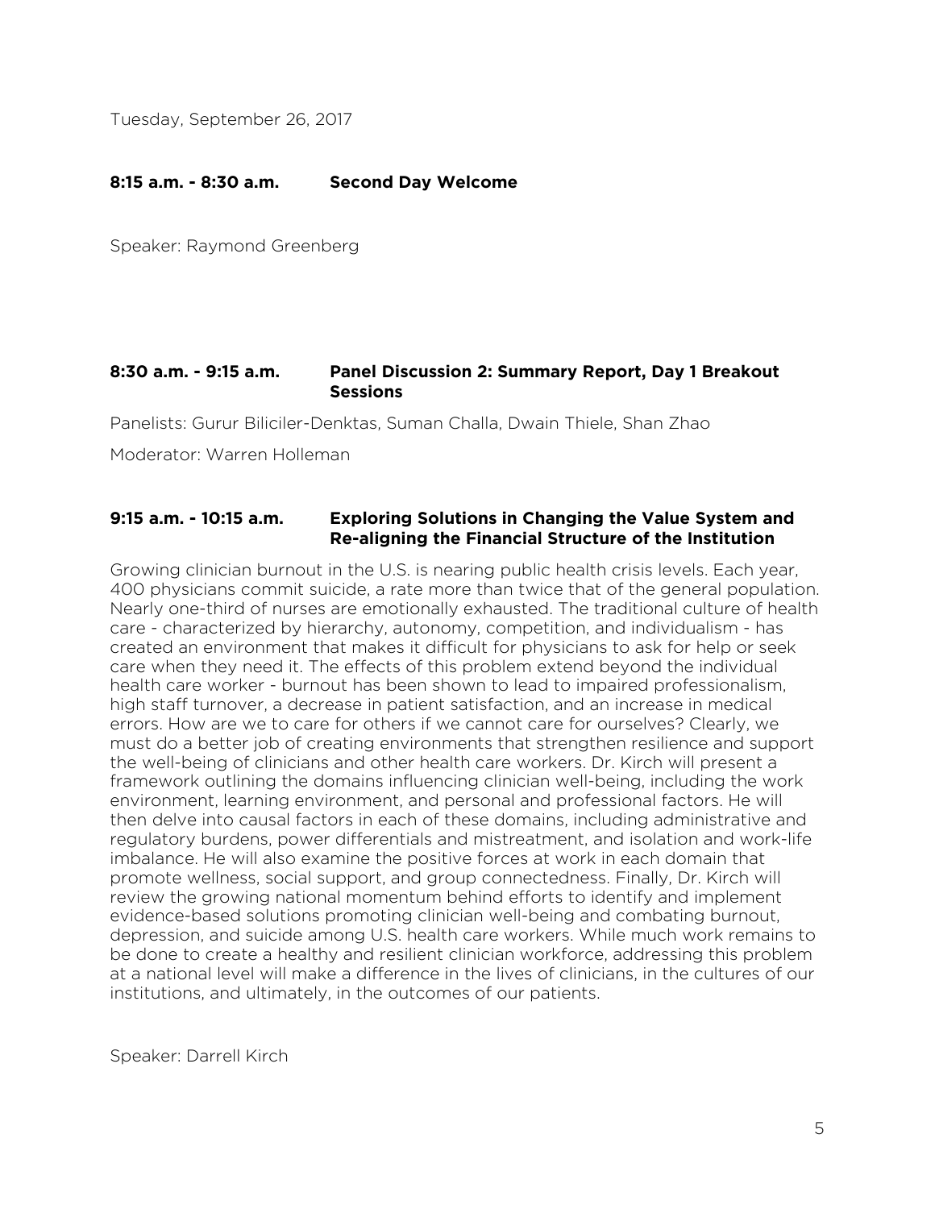Tuesday, September 26, 2017

**8:15 a.m. - 8:30 a.m.** **Second Day Welcome**

Speaker: Raymond Greenberg

**8:30 a.m. - 9:15 a.m.** **Panel Discussion 2: Summary Report, Day 1 Breakout Sessions**

Panelists: Gurur Biliciler-Denktas, Suman Challa, Dwain Thiele, Shan Zhao

Moderator: Warren Holleman

**9:15 a.m. - 10:15 a.m.** **Exploring Solutions in Changing the Value System and Re-aligning the Financial Structure of the Institution**

Growing clinician burnout in the U.S. is nearing public health crisis levels. Each year, 400 physicians commit suicide, a rate more than twice that of the general population. Nearly one-third of nurses are emotionally exhausted. The traditional culture of health care - characterized by hierarchy, autonomy, competition, and individualism - has created an environment that makes it difficult for physicians to ask for help or seek care when they need it. The effects of this problem extend beyond the individual health care worker - burnout has been shown to lead to impaired professionalism, high staff turnover, a decrease in patient satisfaction, and an increase in medical errors. How are we to care for others if we cannot care for ourselves? Clearly, we must do a better job of creating environments that strengthen resilience and support the well-being of clinicians and other health care workers. Dr. Kirch will present a framework outlining the domains influencing clinician well-being, including the work environment, learning environment, and personal and professional factors. He will then delve into causal factors in each of these domains, including administrative and regulatory burdens, power differentials and mistreatment, and isolation and work-life imbalance. He will also examine the positive forces at work in each domain that promote wellness, social support, and group connectedness. Finally, Dr. Kirch will review the growing national momentum behind efforts to identify and implement evidence-based solutions promoting clinician well-being and combating burnout, depression, and suicide among U.S. health care workers. While much work remains to be done to create a healthy and resilient clinician workforce, addressing this problem at a national level will make a difference in the lives of clinicians, in the cultures of our institutions, and ultimately, in the outcomes of our patients.

Speaker: Darrell Kirch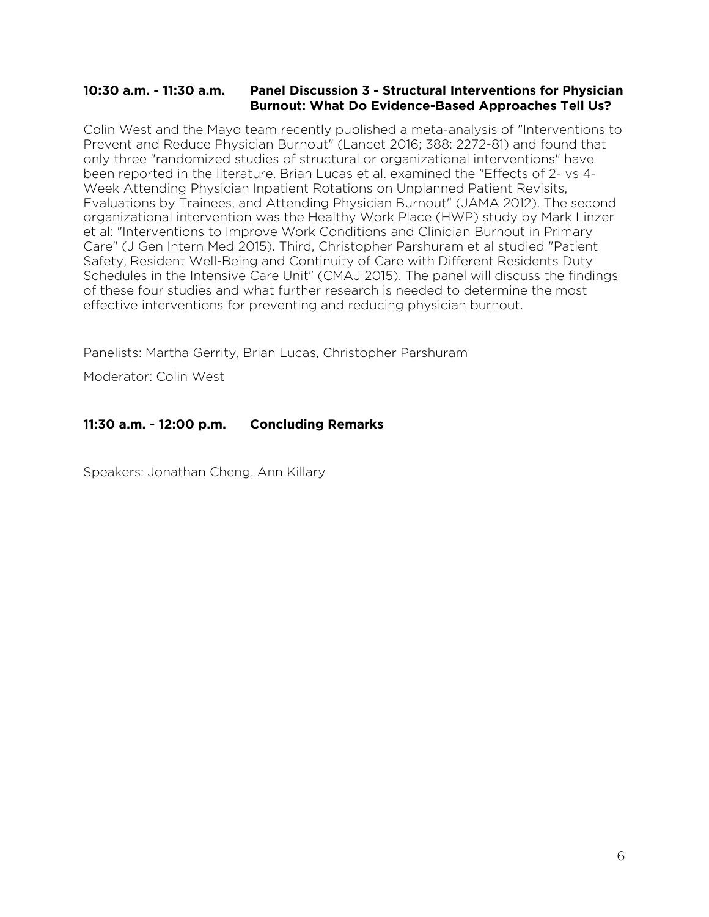**10:30 a.m. - 11:30 a.m.** **Panel Discussion 3 - Structural Interventions for Physician Burnout: What Do Evidence-Based Approaches Tell Us?**

Colin West and the Mayo team recently published a meta-analysis of "Interventions to Prevent and Reduce Physician Burnout" (Lancet 2016; 388: 2272-81) and found that only three "randomized studies of structural or organizational interventions" have been reported in the literature. Brian Lucas et al. examined the "Effects of 2- vs 4-Week Attending Physician Inpatient Rotations on Unplanned Patient Revisits, Evaluations by Trainees, and Attending Physician Burnout" (JAMA 2012). The second organizational intervention was the Healthy Work Place (HWP) study by Mark Linzer et al: "Interventions to Improve Work Conditions and Clinician Burnout in Primary Care" (J Gen Intern Med 2015). Third, Christopher Parshuram et al studied "Patient Safety, Resident Well-Being and Continuity of Care with Different Residents Duty Schedules in the Intensive Care Unit" (CMAJ 2015). The panel will discuss the findings of these four studies and what further research is needed to determine the most effective interventions for preventing and reducing physician burnout.

Panelists: Martha Gerrity, Brian Lucas, Christopher Parshuram

Moderator: Colin West

**11:30 a.m. - 12:00 p.m.** **Concluding Remarks**

Speakers: Jonathan Cheng, Ann Killary